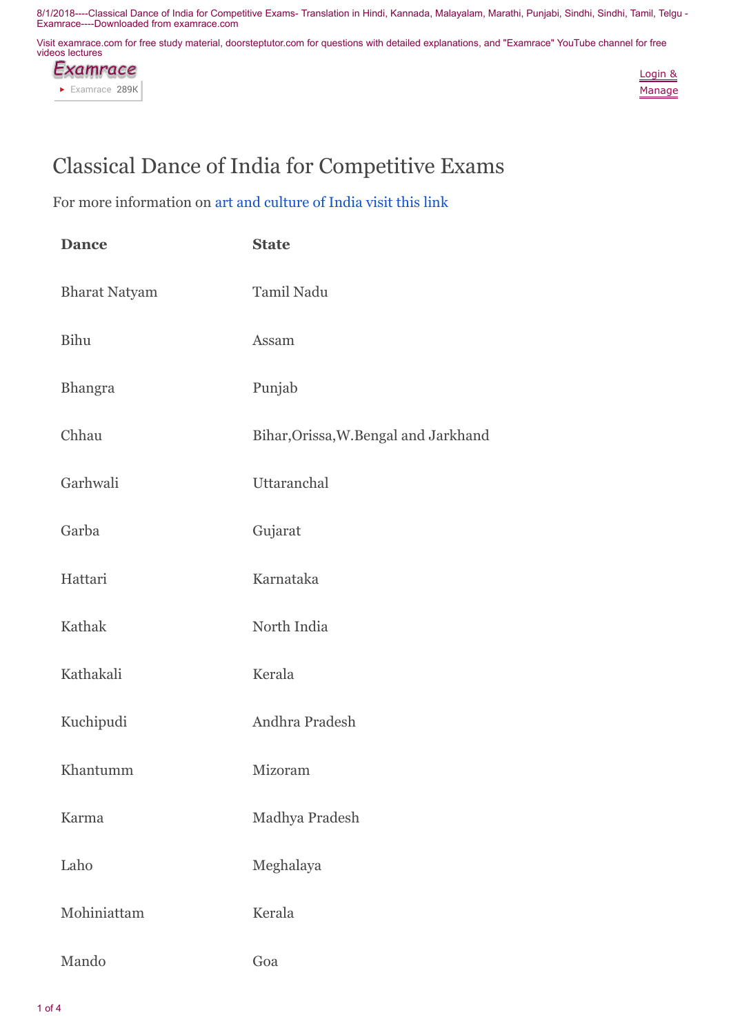# Classical Dance of India for Competitive Exams

For more information on art and culture of India visit this link

| Dance | State |
|---|---|
| Bharat Natyam | Tamil Nadu |
| Bihu | Assam |
| Bhangra | Punjab |
| Chhau | Bihar,Orissa,W.Bengal and Jarkhand |
| Garhwali | Uttaranchal |
| Garba | Gujarat |
| Hattari | Karnataka |
| Kathak | North India |
| Kathakali | Kerala |
| Kuchipudi | Andhra Pradesh |
| Khantumm | Mizoram |
| Karma | Madhya Pradesh |
| Laho | Meghalaya |
| Mohiniattam | Kerala |
| Mando | Goa |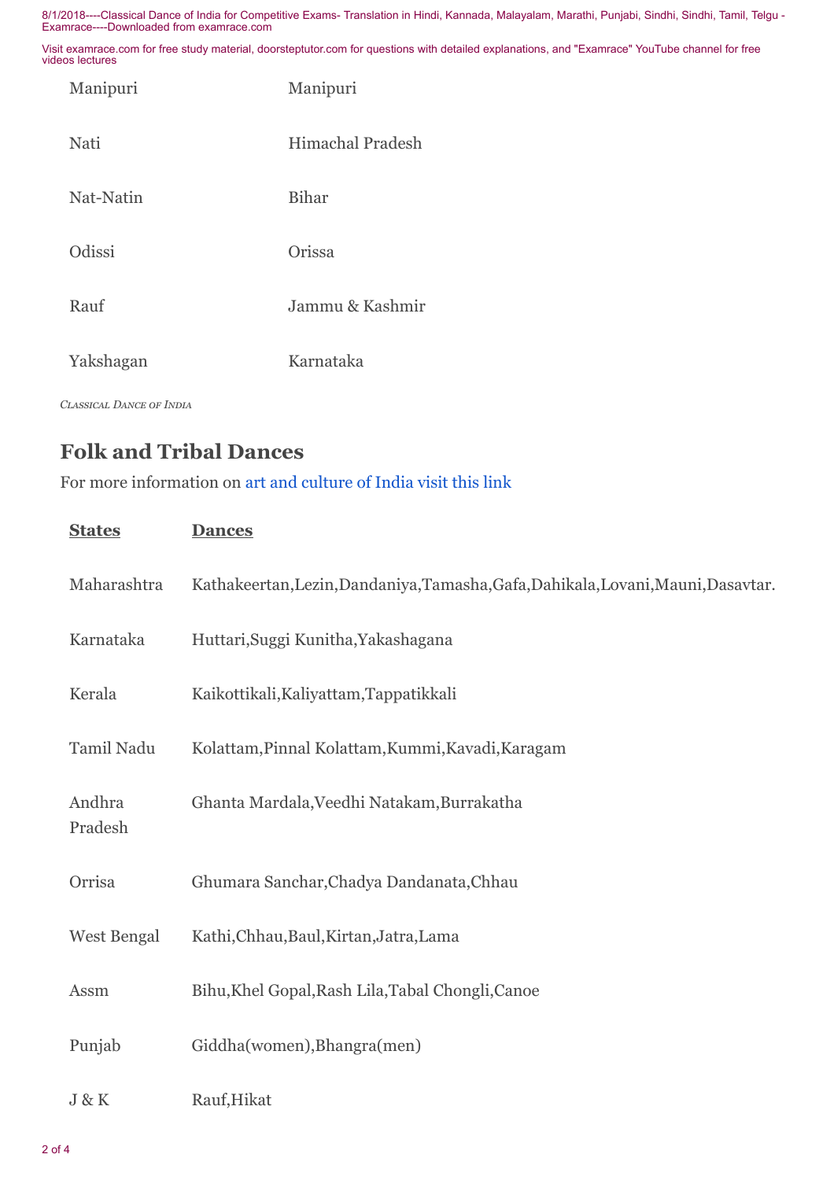| | |
|---|---|
| Manipuri | Manipuri |
| Nati | Himachal Pradesh |
| Nat-Natin | Bihar |
| Odissi | Orissa |
| Rauf | Jammu & Kashmir |
| Yakshagan | Karnataka |

*Classical Dance of India*

## Folk and Tribal Dances

For more information on art and culture of India visit this link

| **States** | **Dances** |
|---|---|
| Maharashtra | Kathakeertan,Lezin,Dandaniya,Tamasha,Gafa,Dahikala,Lovani,Mauni,Dasavtar. |
| Karnataka | Huttari,Suggi Kunitha,Yakashagana |
| Kerala | Kaikottikali,Kaliyattam,Tappatikkali |
| Tamil Nadu | Kolattam,Pinnal Kolattam,Kummi,Kavadi,Karagam |
| Andhra Pradesh | Ghanta Mardala,Veedhi Natakam,Burrakatha |
| Orrisa | Ghumara Sanchar,Chadya Dandanata,Chhau |
| West Bengal | Kathi,Chhau,Baul,Kirtan,Jatra,Lama |
| Assm | Bihu,Khel Gopal,Rash Lila,Tabal Chongli,Canoe |
| Punjab | Giddha(women),Bhangra(men) |
| J & K | Rauf,Hikat |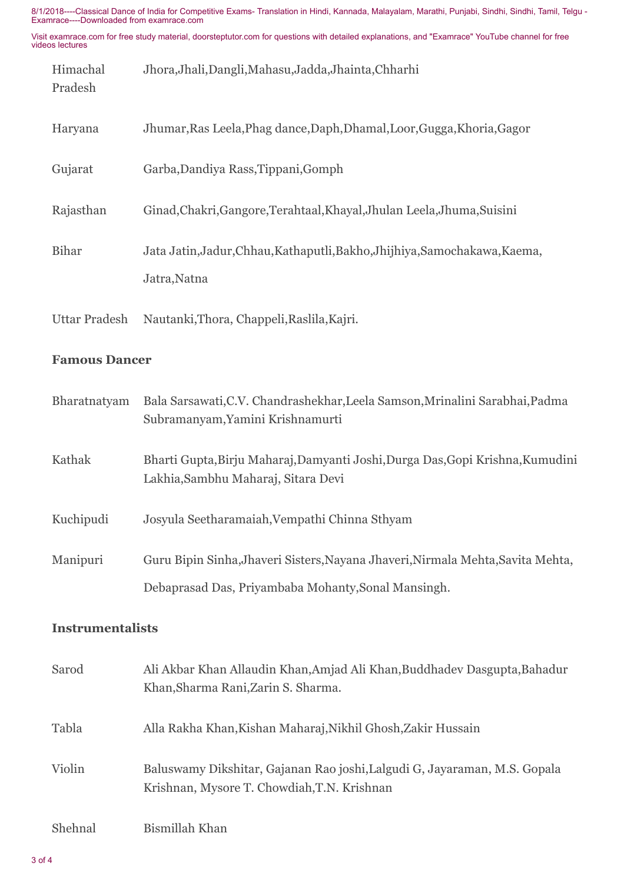| | |
|---|---|
| Himachal Pradesh | Jhora,Jhali,Dangli,Mahasu,Jadda,Jhainta,Chharhi |
| Haryana | Jhumar,Ras Leela,Phag dance,Daph,Dhamal,Loor,Gugga,Khoria,Gagor |
| Gujarat | Garba,Dandiya Rass,Tippani,Gomph |
| Rajasthan | Ginad,Chakri,Gangore,Terahtaal,Khayal,Jhulan Leela,Jhuma,Suisini |
| Bihar | Jata Jatin,Jadur,Chhau,Kathaputli,Bakho,Jhijhiya,Samochakawa,Kaema, Jatra,Natna |
| Uttar Pradesh | Nautanki,Thora, Chappeli,Raslila,Kajri. |

### Famous Dancer

| | |
|---|---|
| Bharatnatyam | Bala Sarsawati,C.V. Chandrashekhar,Leela Samson,Mrinalini Sarabhai,Padma Subramanyam,Yamini Krishnamurti |
| Kathak | Bharti Gupta,Birju Maharaj,Damyanti Joshi,Durga Das,Gopi Krishna,Kumudini Lakhia,Sambhu Maharaj, Sitara Devi |
| Kuchipudi | Josyula Seetharamaiah,Vempathi Chinna Sthyam |
| Manipuri | Guru Bipin Sinha,Jhaveri Sisters,Nayana Jhaveri,Nirmala Mehta,Savita Mehta, Debaprasad Das, Priyambaba Mohanty,Sonal Mansingh. |

### Instrumentalists

| | |
|---|---|
| Sarod | Ali Akbar Khan Allaudin Khan,Amjad Ali Khan,Buddhadev Dasgupta,Bahadur Khan,Sharma Rani,Zarin S. Sharma. |
| Tabla | Alla Rakha Khan,Kishan Maharaj,Nikhil Ghosh,Zakir Hussain |
| Violin | Baluswamy Dikshitar, Gajanan Rao joshi,Lalgudi G, Jayaraman, M.S. Gopala Krishnan, Mysore T. Chowdiah,T.N. Krishnan |
| Shehnal | Bismillah Khan |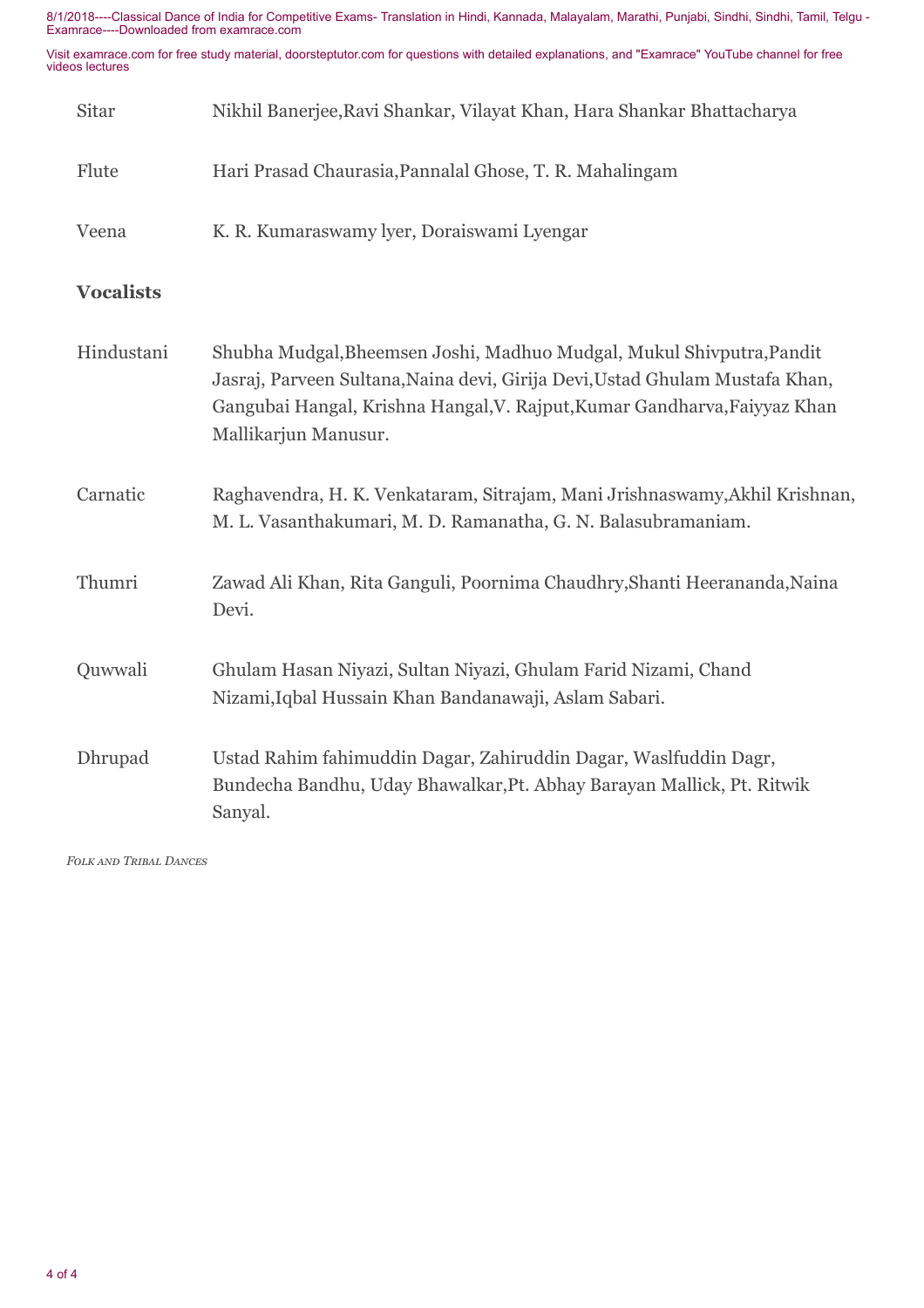| | |
|---|---|
| Sitar | Nikhil Banerjee,Ravi Shankar, Vilayat Khan, Hara Shankar Bhattacharya |
| Flute | Hari Prasad Chaurasia,Pannalal Ghose, T. R. Mahalingam |
| Veena | K. R. Kumaraswamy lyer, Doraiswami Lyengar |

**Vocalists**

| | |
|---|---|
| Hindustani | Shubha Mudgal,Bheemsen Joshi, Madhuo Mudgal, Mukul Shivputra,Pandit Jasraj, Parveen Sultana,Naina devi, Girija Devi,Ustad Ghulam Mustafa Khan, Gangubai Hangal, Krishna Hangal,V. Rajput,Kumar Gandharva,Faiyyaz Khan Mallikarjun Manusur. |
| Carnatic | Raghavendra, H. K. Venkataram, Sitrajam, Mani Jrishnaswamy,Akhil Krishnan, M. L. Vasanthakumari, M. D. Ramanatha, G. N. Balasubramaniam. |
| Thumri | Zawad Ali Khan, Rita Ganguli, Poornima Chaudhry,Shanti Heerananda,Naina Devi. |
| Quwwali | Ghulam Hasan Niyazi, Sultan Niyazi, Ghulam Farid Nizami, Chand Nizami,Iqbal Hussain Khan Bandanawaji, Aslam Sabari. |
| Dhrupad | Ustad Rahim fahimuddin Dagar, Zahiruddin Dagar, Waslfuddin Dagr, Bundecha Bandhu, Uday Bhawalkar,Pt. Abhay Barayan Mallick, Pt. Ritwik Sanyal. |

*Folk and Tribal Dances*